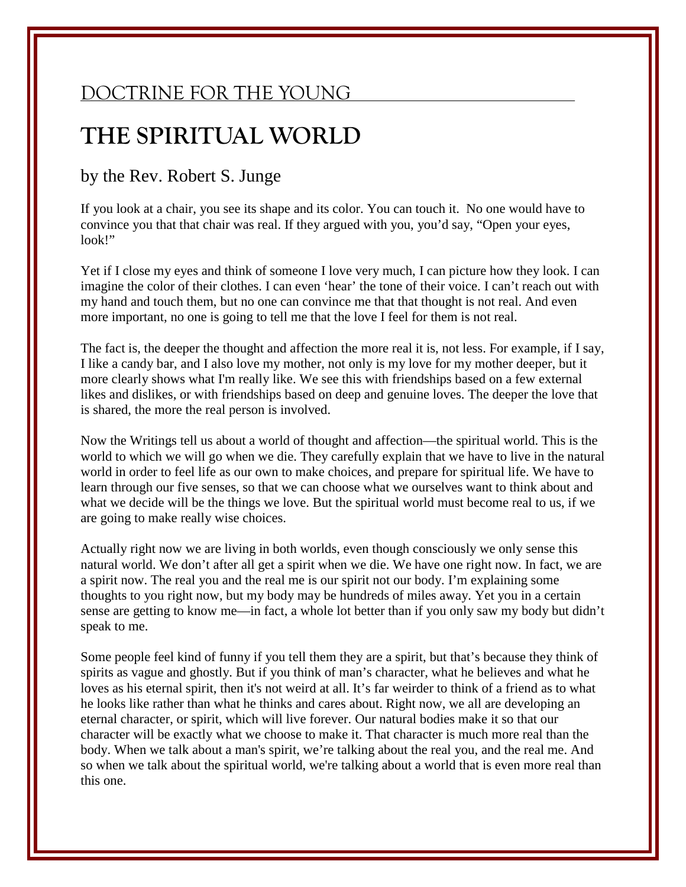## DOCTRINE FOR THE YOUNG

# THE SPIRITUAL WORLD

by the Rev. Robert S. Junge

If you look at a chair, you see its shape and its color. You can touch it. No one would have to convince you that that chair was real. If they argued with you, you'd say, "Open your eyes, look!"

Yet if I close my eyes and think of someone I love very much, I can picture how they look. I can imagine the color of their clothes. I can even 'hear' the tone of their voice. I can't reach out with my hand and touch them, but no one can convince me that that thought is not real. And even more important, no one is going to tell me that the love I feel for them is not real.

The fact is, the deeper the thought and affection the more real it is, not less. For example, if I say, I like a candy bar, and I also love my mother, not only is my love for my mother deeper, but it more clearly shows what I'm really like. We see this with friendships based on a few external likes and dislikes, or with friendships based on deep and genuine loves. The deeper the love that is shared, the more the real person is involved.

Now the Writings tell us about a world of thought and affection—the spiritual world. This is the world to which we will go when we die. They carefully explain that we have to live in the natural world in order to feel life as our own to make choices, and prepare for spiritual life. We have to learn through our five senses, so that we can choose what we ourselves want to think about and what we decide will be the things we love. But the spiritual world must become real to us, if we are going to make really wise choices.

Actually right now we are living in both worlds, even though consciously we only sense this natural world. We don't after all get a spirit when we die. We have one right now. In fact, we are a spirit now. The real you and the real me is our spirit not our body. I'm explaining some thoughts to you right now, but my body may be hundreds of miles away. Yet you in a certain sense are getting to know me—in fact, a whole lot better than if you only saw my body but didn't speak to me.

Some people feel kind of funny if you tell them they are a spirit, but that's because they think of spirits as vague and ghostly. But if you think of man's character, what he believes and what he loves as his eternal spirit, then it's not weird at all. It's far weirder to think of a friend as to what he looks like rather than what he thinks and cares about. Right now, we all are developing an eternal character, or spirit, which will live forever. Our natural bodies make it so that our character will be exactly what we choose to make it. That character is much more real than the body. When we talk about a man's spirit, we're talking about the real you, and the real me. And so when we talk about the spiritual world, we're talking about a world that is even more real than this one.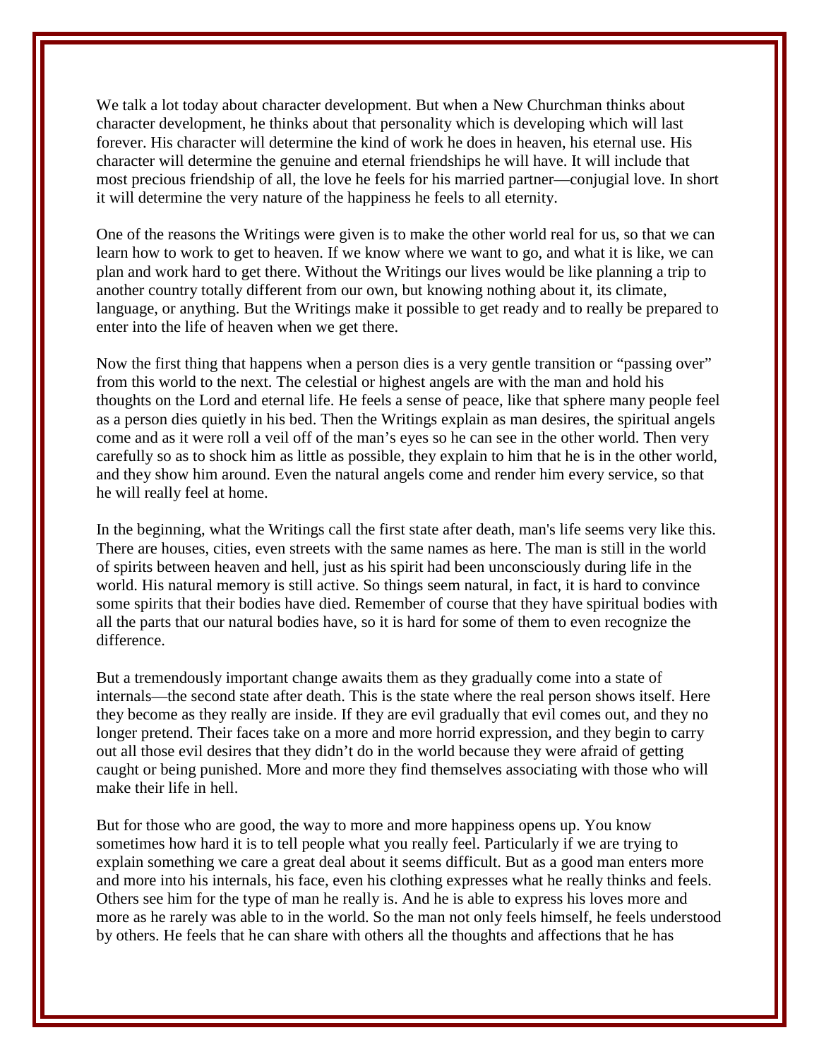We talk a lot today about character development. But when a New Churchman thinks about character development, he thinks about that personality which is developing which will last forever. His character will determine the kind of work he does in heaven, his eternal use. His character will determine the genuine and eternal friendships he will have. It will include that most precious friendship of all, the love he feels for his married partner—conjugial love. In short it will determine the very nature of the happiness he feels to all eternity.

One of the reasons the Writings were given is to make the other world real for us, so that we can learn how to work to get to heaven. If we know where we want to go, and what it is like, we can plan and work hard to get there. Without the Writings our lives would be like planning a trip to another country totally different from our own, but knowing nothing about it, its climate, language, or anything. But the Writings make it possible to get ready and to really be prepared to enter into the life of heaven when we get there.

Now the first thing that happens when a person dies is a very gentle transition or "passing over" from this world to the next. The celestial or highest angels are with the man and hold his thoughts on the Lord and eternal life. He feels a sense of peace, like that sphere many people feel as a person dies quietly in his bed. Then the Writings explain as man desires, the spiritual angels come and as it were roll a veil off of the man's eyes so he can see in the other world. Then very carefully so as to shock him as little as possible, they explain to him that he is in the other world, and they show him around. Even the natural angels come and render him every service, so that he will really feel at home.

In the beginning, what the Writings call the first state after death, man's life seems very like this. There are houses, cities, even streets with the same names as here. The man is still in the world of spirits between heaven and hell, just as his spirit had been unconsciously during life in the world. His natural memory is still active. So things seem natural, in fact, it is hard to convince some spirits that their bodies have died. Remember of course that they have spiritual bodies with all the parts that our natural bodies have, so it is hard for some of them to even recognize the difference.

But a tremendously important change awaits them as they gradually come into a state of internals—the second state after death. This is the state where the real person shows itself. Here they become as they really are inside. If they are evil gradually that evil comes out, and they no longer pretend. Their faces take on a more and more horrid expression, and they begin to carry out all those evil desires that they didn't do in the world because they were afraid of getting caught or being punished. More and more they find themselves associating with those who will make their life in hell.

But for those who are good, the way to more and more happiness opens up. You know sometimes how hard it is to tell people what you really feel. Particularly if we are trying to explain something we care a great deal about it seems difficult. But as a good man enters more and more into his internals, his face, even his clothing expresses what he really thinks and feels. Others see him for the type of man he really is. And he is able to express his loves more and more as he rarely was able to in the world. So the man not only feels himself, he feels understood by others. He feels that he can share with others all the thoughts and affections that he has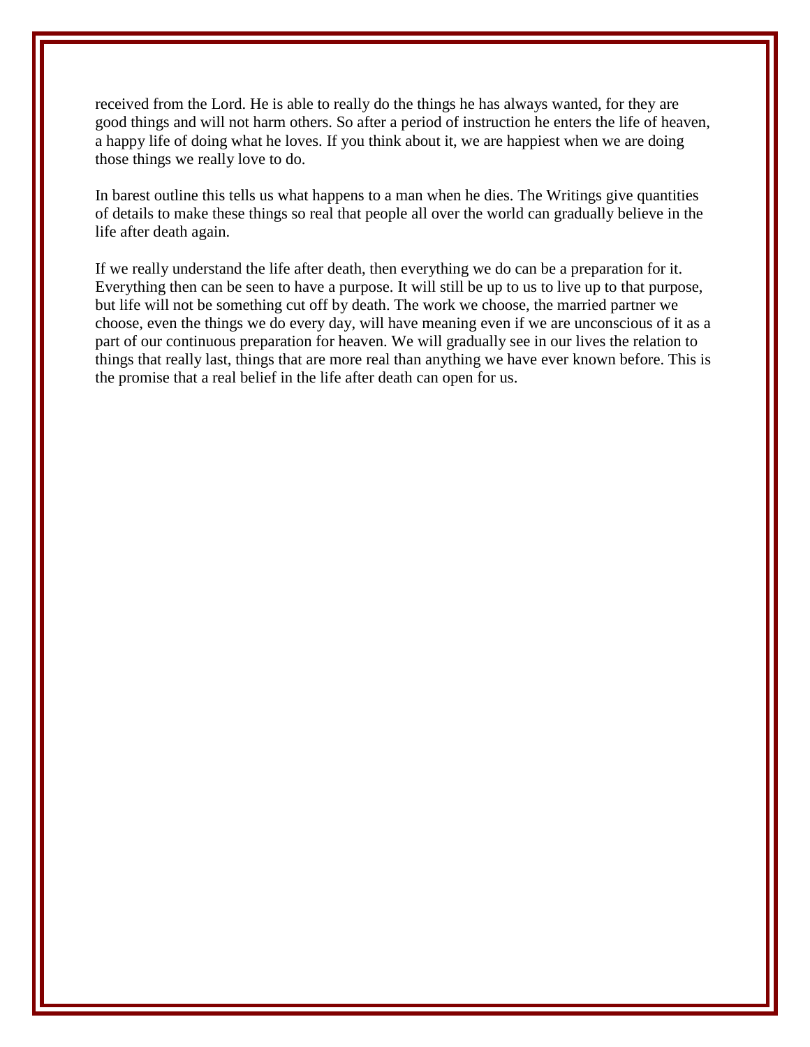received from the Lord. He is able to really do the things he has always wanted, for they are good things and will not harm others. So after a period of instruction he enters the life of heaven, a happy life of doing what he loves. If you think about it, we are happiest when we are doing those things we really love to do.

In barest outline this tells us what happens to a man when he dies. The Writings give quantities of details to make these things so real that people all over the world can gradually believe in the life after death again.

If we really understand the life after death, then everything we do can be a preparation for it. Everything then can be seen to have a purpose. It will still be up to us to live up to that purpose, but life will not be something cut off by death. The work we choose, the married partner we choose, even the things we do every day, will have meaning even if we are unconscious of it as a part of our continuous preparation for heaven. We will gradually see in our lives the relation to things that really last, things that are more real than anything we have ever known before. This is the promise that a real belief in the life after death can open for us.